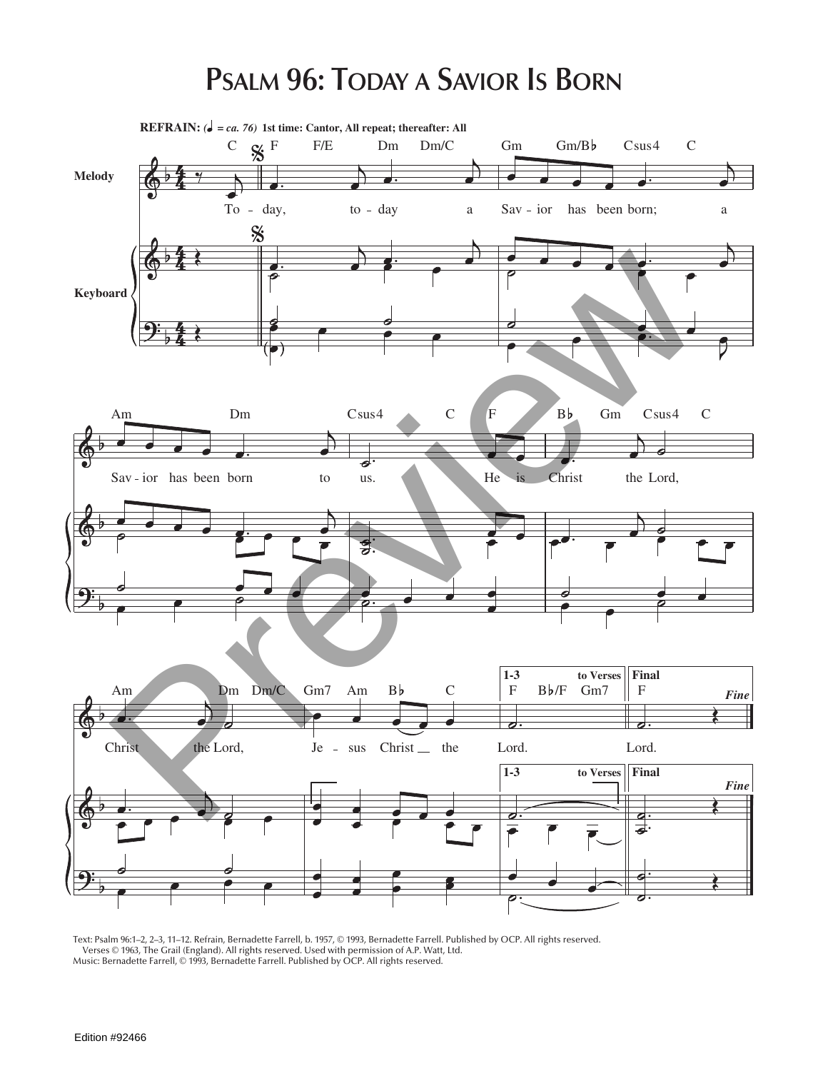# Psalm 96: Today a Savior Is Born

**REFRAIN:** (*♩ = ca. 76*) **1st time: Cantor, All repeat; thereafter: All**

Melody

Keyboard

To - day, to - day a Sav - ior has been born; a Sav - ior has been born to us. He is Christ the Lord, Christ the Lord, Je - sus Christ the Lord. Lord.

**1-3** **to Verses** **Final** *Fine*

Text: Psalm 96:1–2, 2–3, 11–12. Refrain, Bernadette Farrell, b. 1957, © 1993, Bernadette Farrell. Published by OCP. All rights reserved.
Verses © 1963, The Grail (England). All rights reserved. Used with permission of A.P. Watt, Ltd.
Music: Bernadette Farrell, © 1993, Bernadette Farrell. Published by OCP. All rights reserved.

Edition #92466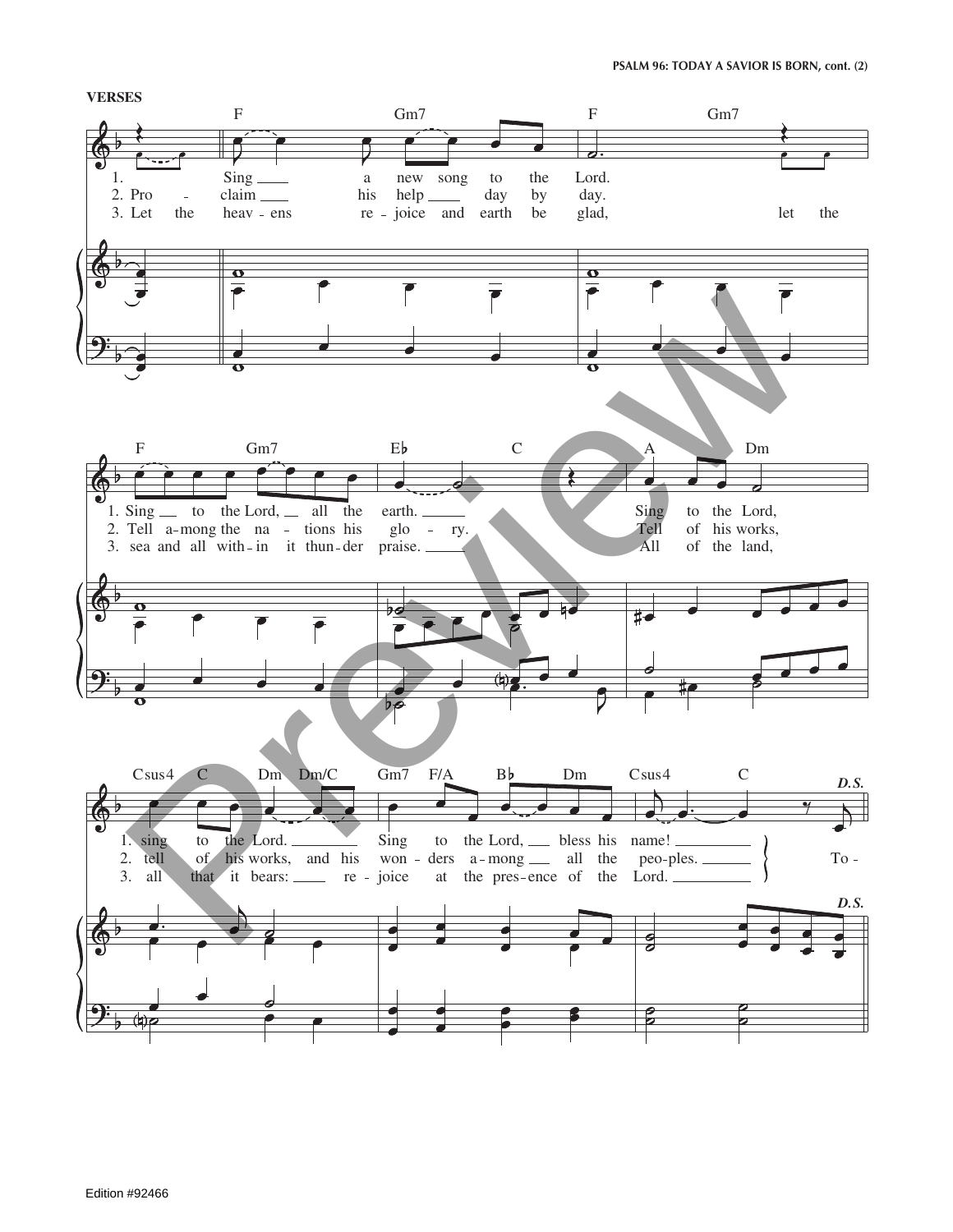**VERSES**

F Gm7 F Gm7 | F Gm7 Eb C A Dm | Csus4 C Dm Dm/C Gm7 F/A Bb Dm Csus4 C

1. Sing a new song to the Lord.
Sing to the Lord, all the earth.
Sing to the Lord, sing to the Lord.
Sing to the Lord, bless his name!

2. Pro-claim his help day by day.
Tell a-mong the na-tions his glo-ry.
Tell of his works, tell of his works,
and his won-ders a-mong all the peo-ples.

3. Let the heav-ens re-joice and earth be glad, let the
sea and all with-in it thun-der praise.
All of the land, all that it bears:
re-joice at the pres-ence of the Lord.

To-

*D.S.*